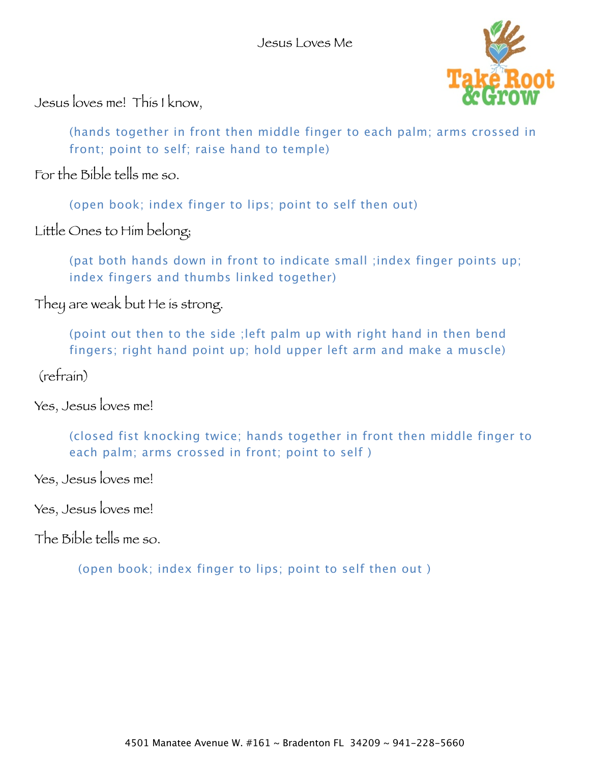# Jesus Loves Me

Jesus loves me! This I know,

> (hands together in front then middle finger to each palm; arms crossed in front; point to self; raise hand to temple)

For the Bible tells me so.

> (open book; index finger to lips; point to self then out)

Little Ones to Him belong;

> (pat both hands down in front to indicate small ;index finger points up; index fingers and thumbs linked together)

They are weak but He is strong.

> (point out then to the side ;left palm up with right hand in then bend fingers; right hand point up; hold upper left arm and make a muscle)

(refrain)

Yes, Jesus loves me!

> (closed fist knocking twice; hands together in front then middle finger to each palm; arms crossed in front; point to self )

Yes, Jesus loves me!

Yes, Jesus loves me!

The Bible tells me so.

> (open book; index finger to lips; point to self then out )

4501 Manatee Avenue W. #161 ~ Bradenton FL 34209 ~ 941-228-5660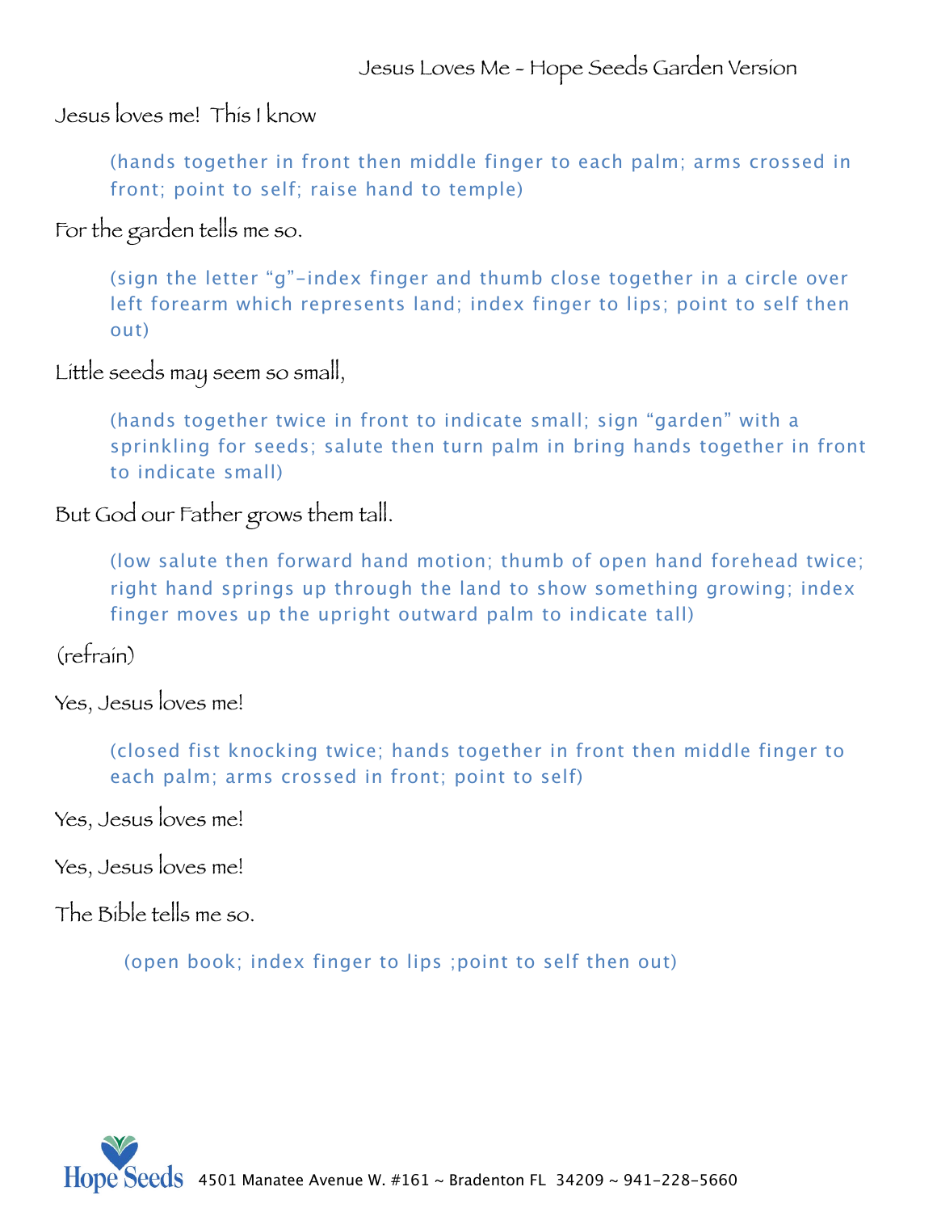# Jesus Loves Me - Hope Seeds Garden Version

Jesus loves me! This I know

> (hands together in front then middle finger to each palm; arms crossed in front; point to self; raise hand to temple)

For the garden tells me so.

> (sign the letter "g"-index finger and thumb close together in a circle over left forearm which represents land; index finger to lips; point to self then out)

Little seeds may seem so small,

> (hands together twice in front to indicate small; sign "garden" with a sprinkling for seeds; salute then turn palm in bring hands together in front to indicate small)

But God our Father grows them tall.

> (low salute then forward hand motion; thumb of open hand forehead twice; right hand springs up through the land to show something growing; index finger moves up the upright outward palm to indicate tall)

(refrain)

Yes, Jesus loves me!

> (closed fist knocking twice; hands together in front then middle finger to each palm; arms crossed in front; point to self)

Yes, Jesus loves me!

Yes, Jesus loves me!

The Bible tells me so.

> (open book; index finger to lips ;point to self then out)

Hope Seeds 4501 Manatee Avenue W. #161 ~ Bradenton FL 34209 ~ 941-228-5660